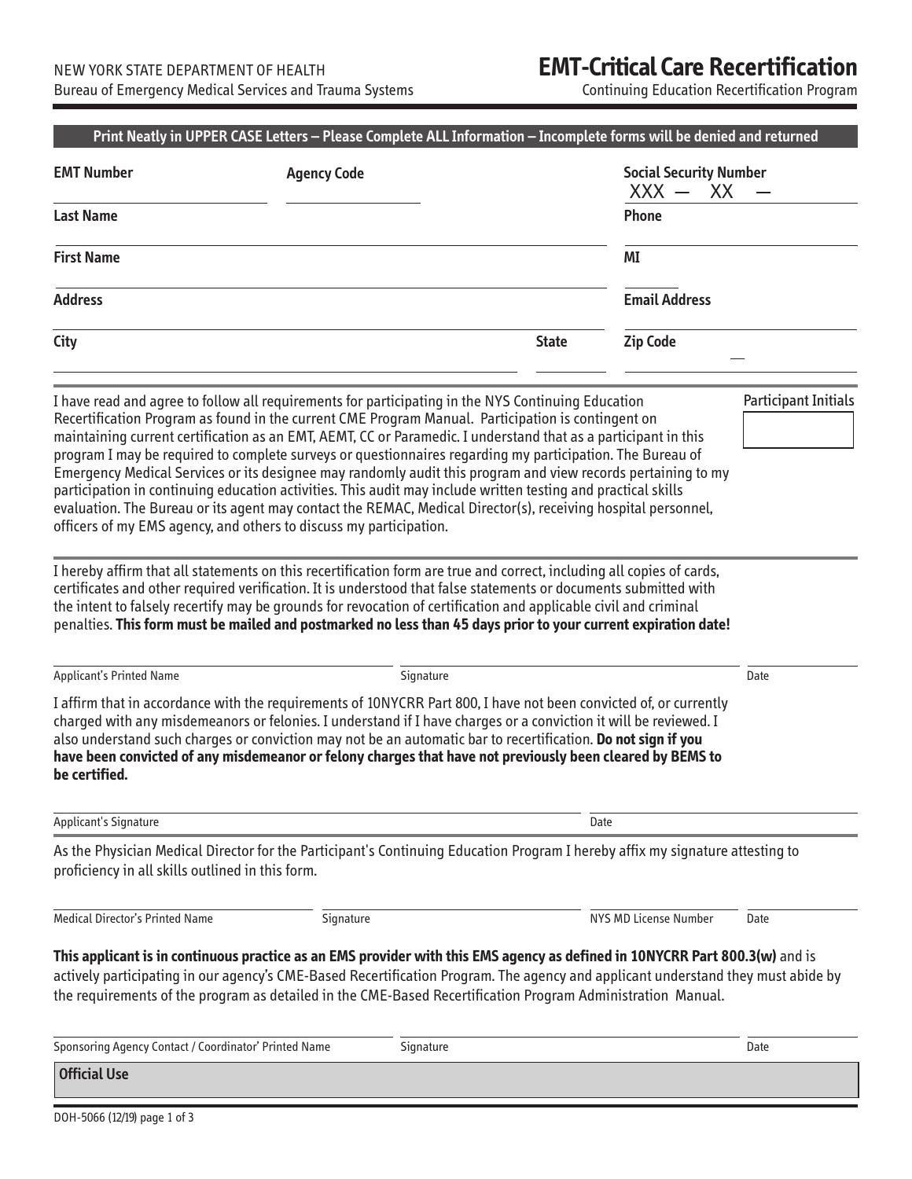NEW YORK STATE DEPARTMENT OF HEALTH
Bureau of Emergency Medical Services and Trauma Systems

# EMT-Critical Care Recertification

Continuing Education Recertification Program

**Print Neatly in UPPER CASE Letters – Please Complete ALL Information – Incomplete forms will be denied and returned**

**EMT Number** ____________ **Agency Code** ____________ **Social Security Number** XXX — XX — ____

**Last Name** ________________________________ **Phone** ____________

**First Name** ________________________________ **MI** ____

**Address** ________________________________ **Email Address** ____________

**City** ____________________ **State** ____ **Zip Code** ____________

I have read and agree to follow all requirements for participating in the NYS Continuing Education Recertification Program as found in the current CME Program Manual. Participation is contingent on maintaining current certification as an EMT, AEMT, CC or Paramedic. I understand that as a participant in this program I may be required to complete surveys or questionnaires regarding my participation. The Bureau of Emergency Medical Services or its designee may randomly audit this program and view records pertaining to my participation in continuing education activities. This audit may include written testing and practical skills evaluation. The Bureau or its agent may contact the REMAC, Medical Director(s), receiving hospital personnel, officers of my EMS agency, and others to discuss my participation.

Participant Initials ____

I hereby affirm that all statements on this recertification form are true and correct, including all copies of cards, certificates and other required verification. It is understood that false statements or documents submitted with the intent to falsely recertify may be grounds for revocation of certification and applicable civil and criminal penalties. **This form must be mailed and postmarked no less than 45 days prior to your current expiration date!**

Applicant's Printed Name ____________ Signature ____________ Date ____________

I affirm that in accordance with the requirements of 10NYCRR Part 800, I have not been convicted of, or currently charged with any misdemeanors or felonies. I understand if I have charges or a conviction it will be reviewed. I also understand such charges or conviction may not be an automatic bar to recertification. **Do not sign if you have been convicted of any misdemeanor or felony charges that have not previously been cleared by BEMS to be certified.**

Applicant's Signature ____________ Date ____________

As the Physician Medical Director for the Participant's Continuing Education Program I hereby affix my signature attesting to proficiency in all skills outlined in this form.

Medical Director's Printed Name ____________ Signature ____________ NYS MD License Number ____________ Date ____________

**This applicant is in continuous practice as an EMS provider with this EMS agency as defined in 10NYCRR Part 800.3(w)** and is actively participating in our agency's CME-Based Recertification Program. The agency and applicant understand they must abide by the requirements of the program as detailed in the CME-Based Recertification Program Administration Manual.

Sponsoring Agency Contact / Coordinator' Printed Name ____________ Signature ____________ Date ____________

**Official Use**

DOH-5066 (12/19)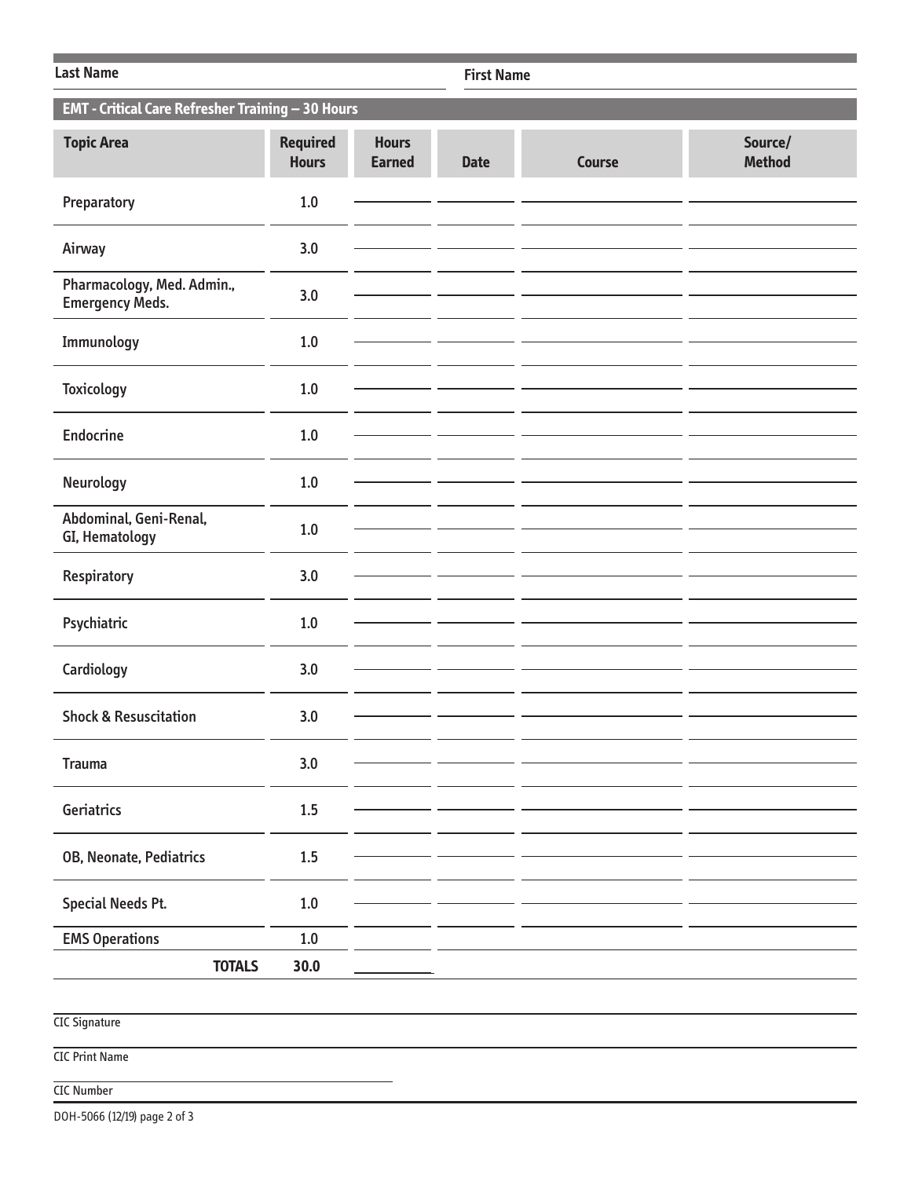Last Name ______________________ First Name ______________________

## EMT - Critical Care Refresher Training – 30 Hours

| Topic Area | Required Hours | Hours Earned | Date | Course | Source/ Method |
|---|---|---|---|---|---|
| Preparatory | 1.0 | | | | |
| Airway | 3.0 | | | | |
| Pharmacology, Med. Admin., Emergency Meds. | 3.0 | | | | |
| Immunology | 1.0 | | | | |
| Toxicology | 1.0 | | | | |
| Endocrine | 1.0 | | | | |
| Neurology | 1.0 | | | | |
| Abdominal, Geni-Renal, GI, Hematology | 1.0 | | | | |
| Respiratory | 3.0 | | | | |
| Psychiatric | 1.0 | | | | |
| Cardiology | 3.0 | | | | |
| Shock & Resuscitation | 3.0 | | | | |
| Trauma | 3.0 | | | | |
| Geriatrics | 1.5 | | | | |
| OB, Neonate, Pediatrics | 1.5 | | | | |
| Special Needs Pt. | 1.0 | | | | |
| EMS Operations | 1.0 | | | | |
| **TOTALS** | **30.0** | | | | |

CIC Signature ______________________

CIC Print Name ______________________

CIC Number ______________________

DOH-5066 (12/19) page 2 of 3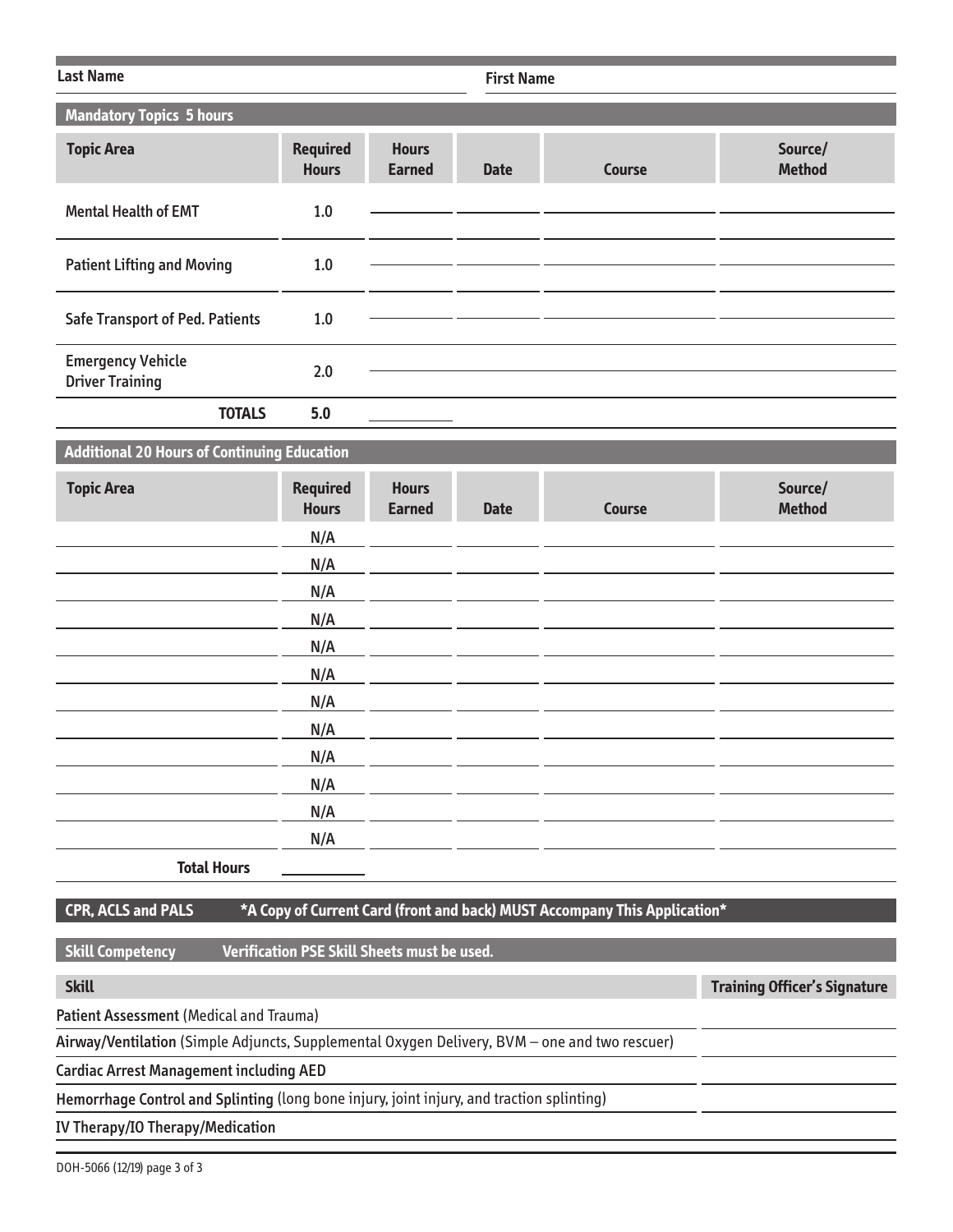Last Name ____________________ First Name ____________________

## Mandatory Topics 5 hours

| Topic Area | Required Hours | Hours Earned | Date | Course | Source/ Method |
|---|---|---|---|---|---|
| Mental Health of EMT | 1.0 | | | | |
| Patient Lifting and Moving | 1.0 | | | | |
| Safe Transport of Ped. Patients | 1.0 | | | | |
| Emergency Vehicle Driver Training | 2.0 | | | | |
| **TOTALS** | **5.0** | | | | |

## Additional 20 Hours of Continuing Education

| Topic Area | Required Hours | Hours Earned | Date | Course | Source/ Method |
|---|---|---|---|---|---|
| | N/A | | | | |
| | N/A | | | | |
| | N/A | | | | |
| | N/A | | | | |
| | N/A | | | | |
| | N/A | | | | |
| | N/A | | | | |
| | N/A | | | | |
| | N/A | | | | |
| | N/A | | | | |
| | N/A | | | | |
| | N/A | | | | |
| **Total Hours** | | | | | |

## CPR, ACLS and PALS

**\*A Copy of Current Card (front and back) MUST Accompany This Application\***

## Skill Competency

**Verification PSE Skill Sheets must be used.**

| Skill | Training Officer's Signature |
|---|---|
| **Patient Assessment** (Medical and Trauma) | |
| **Airway/Ventilation** (Simple Adjuncts, Supplemental Oxygen Delivery, BVM – one and two rescuer) | |
| **Cardiac Arrest Management including AED** | |
| **Hemorrhage Control and Splinting** (long bone injury, joint injury, and traction splinting) | |
| **IV Therapy/IO Therapy/Medication** | |

DOH-5066 (12/19)